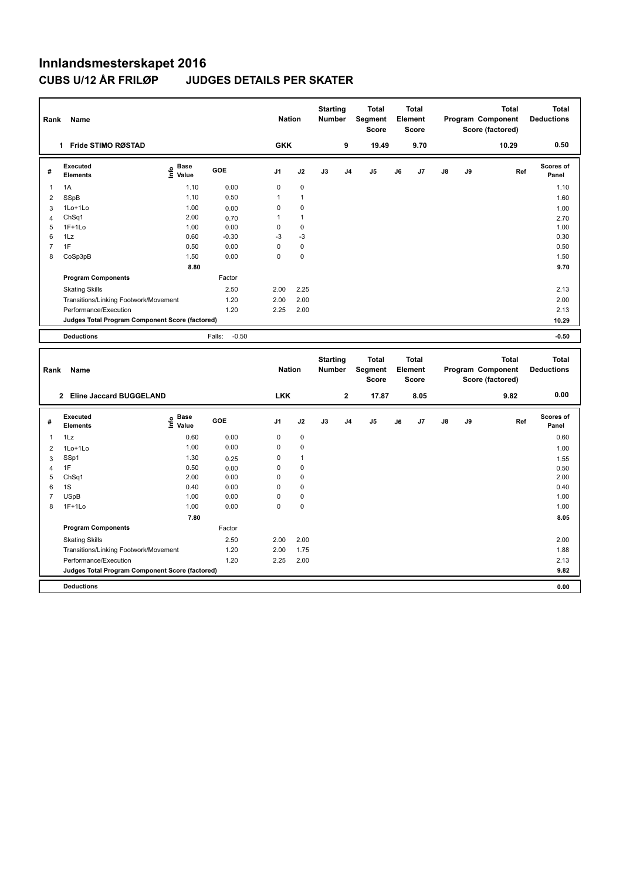# Innlandsmesterskapet 2016

## CUBS U/12 ÅR FRILØP JUDGES DETAILS PER SKATER

| Rank | Name | Nation | Starting Number | Total Segment Score | Total Element Score | Total Program Component Score (factored) | Total Deductions |
|---|---|---|---|---|---|---|---|
| 1 | Fride STIMO RØSTAD | GKK | 9 | 19.49 | 9.70 | 10.29 | 0.50 |

| # | Executed Elements | Info | Base Value | GOE | J1 | J2 | J3 | J4 | J5 | J6 | J7 | J8 | J9 | Ref | Scores of Panel |
|---|---|---|---|---|---|---|---|---|---|---|---|---|---|---|---|
| 1 | 1A | | 1.10 | 0.00 | 0 | 0 | | | | | | | | | 1.10 |
| 2 | SSpB | | 1.10 | 0.50 | 1 | 1 | | | | | | | | | 1.60 |
| 3 | 1Lo+1Lo | | 1.00 | 0.00 | 0 | 0 | | | | | | | | | 1.00 |
| 4 | ChSq1 | | 2.00 | 0.70 | 1 | 1 | | | | | | | | | 2.70 |
| 5 | 1F+1Lo | | 1.00 | 0.00 | 0 | 0 | | | | | | | | | 1.00 |
| 6 | 1Lz | | 0.60 | -0.30 | -3 | -3 | | | | | | | | | 0.30 |
| 7 | 1F | | 0.50 | 0.00 | 0 | 0 | | | | | | | | | 0.50 |
| 8 | CoSp3pB | | 1.50 | 0.00 | 0 | 0 | | | | | | | | | 1.50 |
| | | | 8.80 | | | | | | | | | | | | 9.70 |
| | **Program Components** | | | Factor | | | | | | | | | | | |
| | Skating Skills | | | 2.50 | 2.00 | 2.25 | | | | | | | | | 2.13 |
| | Transitions/Linking Footwork/Movement | | | 1.20 | 2.00 | 2.00 | | | | | | | | | 2.00 |
| | Performance/Execution | | | 1.20 | 2.25 | 2.00 | | | | | | | | | 2.13 |
| | **Judges Total Program Component Score (factored)** | | | | | | | | | | | | | | 10.29 |
| | **Deductions** | | | Falls: -0.50 | | | | | | | | | | | -0.50 |

| Rank | Name | Nation | Starting Number | Total Segment Score | Total Element Score | Total Program Component Score (factored) | Total Deductions |
|---|---|---|---|---|---|---|---|
| 2 | Eline Jaccard BUGGELAND | LKK | 2 | 17.87 | 8.05 | 9.82 | 0.00 |

| # | Executed Elements | Info | Base Value | GOE | J1 | J2 | J3 | J4 | J5 | J6 | J7 | J8 | J9 | Ref | Scores of Panel |
|---|---|---|---|---|---|---|---|---|---|---|---|---|---|---|---|
| 1 | 1Lz | | 0.60 | 0.00 | 0 | 0 | | | | | | | | | 0.60 |
| 2 | 1Lo+1Lo | | 1.00 | 0.00 | 0 | 0 | | | | | | | | | 1.00 |
| 3 | SSp1 | | 1.30 | 0.25 | 0 | 1 | | | | | | | | | 1.55 |
| 4 | 1F | | 0.50 | 0.00 | 0 | 0 | | | | | | | | | 0.50 |
| 5 | ChSq1 | | 2.00 | 0.00 | 0 | 0 | | | | | | | | | 2.00 |
| 6 | 1S | | 0.40 | 0.00 | 0 | 0 | | | | | | | | | 0.40 |
| 7 | USpB | | 1.00 | 0.00 | 0 | 0 | | | | | | | | | 1.00 |
| 8 | 1F+1Lo | | 1.00 | 0.00 | 0 | 0 | | | | | | | | | 1.00 |
| | | | 7.80 | | | | | | | | | | | | 8.05 |
| | **Program Components** | | | Factor | | | | | | | | | | | |
| | Skating Skills | | | 2.50 | 2.00 | 2.00 | | | | | | | | | 2.00 |
| | Transitions/Linking Footwork/Movement | | | 1.20 | 2.00 | 1.75 | | | | | | | | | 1.88 |
| | Performance/Execution | | | 1.20 | 2.25 | 2.00 | | | | | | | | | 2.13 |
| | **Judges Total Program Component Score (factored)** | | | | | | | | | | | | | | 9.82 |
| | **Deductions** | | | | | | | | | | | | | | 0.00 |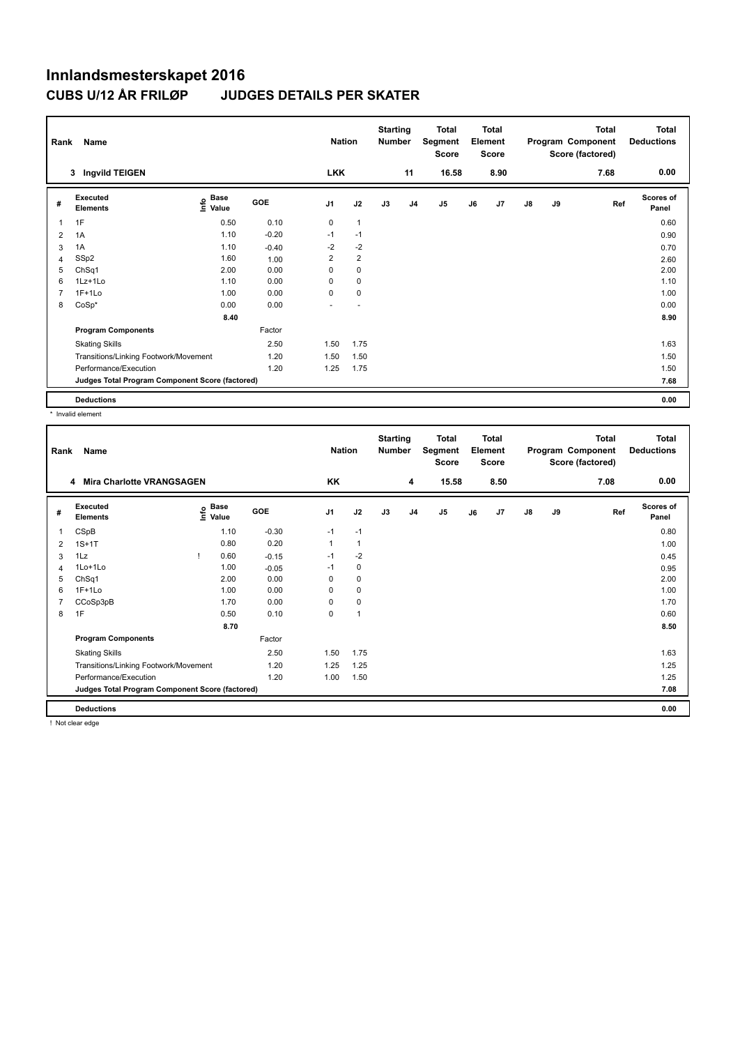# Innlandsmesterskapet 2016

## CUBS U/12 ÅR FRILØP JUDGES DETAILS PER SKATER

| Rank | Name | Nation | Starting Number | Total Segment Score | Total Element Score | Total Program Component Score (factored) | Total Deductions |
|---|---|---|---|---|---|---|---|
| 3 | Ingvild TEIGEN | LKK | 11 | 16.58 | 8.90 | 7.68 | 0.00 |

| # | Executed Elements | Info | Base Value | GOE | J1 | J2 | J3 | J4 | J5 | J6 | J7 | J8 | J9 | Ref | Scores of Panel |
|---|---|---|---|---|---|---|---|---|---|---|---|---|---|---|---|
| 1 | 1F | | 0.50 | 0.10 | 0 | 1 | | | | | | | | | 0.60 |
| 2 | 1A | | 1.10 | -0.20 | -1 | -1 | | | | | | | | | 0.90 |
| 3 | 1A | | 1.10 | -0.40 | -2 | -2 | | | | | | | | | 0.70 |
| 4 | SSp2 | | 1.60 | 1.00 | 2 | 2 | | | | | | | | | 2.60 |
| 5 | ChSq1 | | 2.00 | 0.00 | 0 | 0 | | | | | | | | | 2.00 |
| 6 | 1Lz+1Lo | | 1.10 | 0.00 | 0 | 0 | | | | | | | | | 1.10 |
| 7 | 1F+1Lo | | 1.00 | 0.00 | 0 | 0 | | | | | | | | | 1.00 |
| 8 | CoSp* | | 0.00 | 0.00 | - | - | | | | | | | | | 0.00 |
| | | | 8.40 | | | | | | | | | | | | 8.90 |
| | **Program Components** | | | Factor | | | | | | | | | | | |
| | Skating Skills | | | 2.50 | 1.50 | 1.75 | | | | | | | | | 1.63 |
| | Transitions/Linking Footwork/Movement | | | 1.20 | 1.50 | 1.50 | | | | | | | | | 1.50 |
| | Performance/Execution | | | 1.20 | 1.25 | 1.75 | | | | | | | | | 1.50 |
| | **Judges Total Program Component Score (factored)** | | | | | | | | | | | | | | 7.68 |
| | **Deductions** | | | | | | | | | | | | | | 0.00 |

\* Invalid element

| Rank | Name | Nation | Starting Number | Total Segment Score | Total Element Score | Total Program Component Score (factored) | Total Deductions |
|---|---|---|---|---|---|---|---|
| 4 | Mira Charlotte VRANGSAGEN | KK | 4 | 15.58 | 8.50 | 7.08 | 0.00 |

| # | Executed Elements | Info | Base Value | GOE | J1 | J2 | J3 | J4 | J5 | J6 | J7 | J8 | J9 | Ref | Scores of Panel |
|---|---|---|---|---|---|---|---|---|---|---|---|---|---|---|---|
| 1 | CSpB | | 1.10 | -0.30 | -1 | -1 | | | | | | | | | 0.80 |
| 2 | 1S+1T | | 0.80 | 0.20 | 1 | 1 | | | | | | | | | 1.00 |
| 3 | 1Lz | ! | 0.60 | -0.15 | -1 | -2 | | | | | | | | | 0.45 |
| 4 | 1Lo+1Lo | | 1.00 | -0.05 | -1 | 0 | | | | | | | | | 0.95 |
| 5 | ChSq1 | | 2.00 | 0.00 | 0 | 0 | | | | | | | | | 2.00 |
| 6 | 1F+1Lo | | 1.00 | 0.00 | 0 | 0 | | | | | | | | | 1.00 |
| 7 | CCoSp3pB | | 1.70 | 0.00 | 0 | 0 | | | | | | | | | 1.70 |
| 8 | 1F | | 0.50 | 0.10 | 0 | 1 | | | | | | | | | 0.60 |
| | | | 8.70 | | | | | | | | | | | | 8.50 |
| | **Program Components** | | | Factor | | | | | | | | | | | |
| | Skating Skills | | | 2.50 | 1.50 | 1.75 | | | | | | | | | 1.63 |
| | Transitions/Linking Footwork/Movement | | | 1.20 | 1.25 | 1.25 | | | | | | | | | 1.25 |
| | Performance/Execution | | | 1.20 | 1.00 | 1.50 | | | | | | | | | 1.25 |
| | **Judges Total Program Component Score (factored)** | | | | | | | | | | | | | | 7.08 |
| | **Deductions** | | | | | | | | | | | | | | 0.00 |

! Not clear edge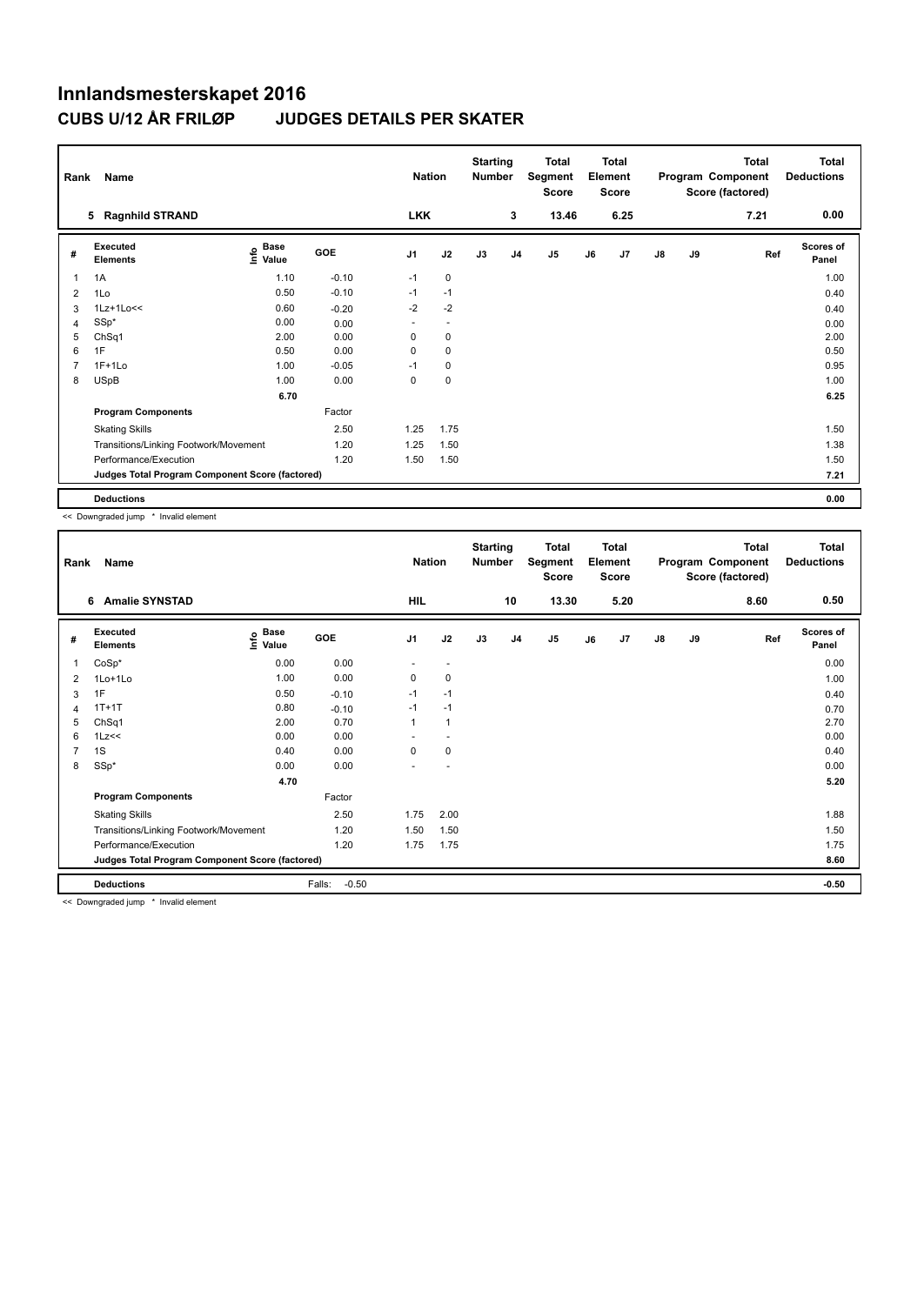# Innlandsmesterskapet 2016

## CUBS U/12 ÅR FRILØP JUDGES DETAILS PER SKATER

| Rank | Name | Nation | Starting Number | Total Segment Score | Total Element Score | Total Program Component Score (factored) | Total Deductions |
|---|---|---|---|---|---|---|---|
| 5 | Ragnhild STRAND | LKK | 3 | 13.46 | 6.25 | 7.21 | 0.00 |

| # | Executed Elements | Info | Base Value | GOE | J1 | J2 | J3 | J4 | J5 | J6 | J7 | J8 | J9 | Ref | Scores of Panel |
|---|---|---|---|---|---|---|---|---|---|---|---|---|---|---|---|
| 1 | 1A | | 1.10 | -0.10 | -1 | 0 | | | | | | | | | 1.00 |
| 2 | 1Lo | | 0.50 | -0.10 | -1 | -1 | | | | | | | | | 0.40 |
| 3 | 1Lz+1Lo<< | | 0.60 | -0.20 | -2 | -2 | | | | | | | | | 0.40 |
| 4 | SSp* | | 0.00 | 0.00 | - | - | | | | | | | | | 0.00 |
| 5 | ChSq1 | | 2.00 | 0.00 | 0 | 0 | | | | | | | | | 2.00 |
| 6 | 1F | | 0.50 | 0.00 | 0 | 0 | | | | | | | | | 0.50 |
| 7 | 1F+1Lo | | 1.00 | -0.05 | -1 | 0 | | | | | | | | | 0.95 |
| 8 | USpB | | 1.00 | 0.00 | 0 | 0 | | | | | | | | | 1.00 |
| | | | 6.70 | | | | | | | | | | | | 6.25 |
| | **Program Components** | | | Factor | | | | | | | | | | | |
| | Skating Skills | | | 2.50 | 1.25 | 1.75 | | | | | | | | | 1.50 |
| | Transitions/Linking Footwork/Movement | | | 1.20 | 1.25 | 1.50 | | | | | | | | | 1.38 |
| | Performance/Execution | | | 1.20 | 1.50 | 1.50 | | | | | | | | | 1.50 |
| | **Judges Total Program Component Score (factored)** | | | | | | | | | | | | | | 7.21 |
| | **Deductions** | | | | | | | | | | | | | | 0.00 |

<< Downgraded jump * Invalid element

| Rank | Name | Nation | Starting Number | Total Segment Score | Total Element Score | Total Program Component Score (factored) | Total Deductions |
|---|---|---|---|---|---|---|---|
| 6 | Amalie SYNSTAD | HIL | 10 | 13.30 | 5.20 | 8.60 | 0.50 |

| # | Executed Elements | Info | Base Value | GOE | J1 | J2 | J3 | J4 | J5 | J6 | J7 | J8 | J9 | Ref | Scores of Panel |
|---|---|---|---|---|---|---|---|---|---|---|---|---|---|---|---|
| 1 | CoSp* | | 0.00 | 0.00 | - | - | | | | | | | | | 0.00 |
| 2 | 1Lo+1Lo | | 1.00 | 0.00 | 0 | 0 | | | | | | | | | 1.00 |
| 3 | 1F | | 0.50 | -0.10 | -1 | -1 | | | | | | | | | 0.40 |
| 4 | 1T+1T | | 0.80 | -0.10 | -1 | -1 | | | | | | | | | 0.70 |
| 5 | ChSq1 | | 2.00 | 0.70 | 1 | 1 | | | | | | | | | 2.70 |
| 6 | 1Lz<< | | 0.00 | 0.00 | - | - | | | | | | | | | 0.00 |
| 7 | 1S | | 0.40 | 0.00 | 0 | 0 | | | | | | | | | 0.40 |
| 8 | SSp* | | 0.00 | 0.00 | - | - | | | | | | | | | 0.00 |
| | | | 4.70 | | | | | | | | | | | | 5.20 |
| | **Program Components** | | | Factor | | | | | | | | | | | |
| | Skating Skills | | | 2.50 | 1.75 | 2.00 | | | | | | | | | 1.88 |
| | Transitions/Linking Footwork/Movement | | | 1.20 | 1.50 | 1.50 | | | | | | | | | 1.50 |
| | Performance/Execution | | | 1.20 | 1.75 | 1.75 | | | | | | | | | 1.75 |
| | **Judges Total Program Component Score (factored)** | | | | | | | | | | | | | | 8.60 |
| | **Deductions** | | | Falls: -0.50 | | | | | | | | | | | -0.50 |

<< Downgraded jump * Invalid element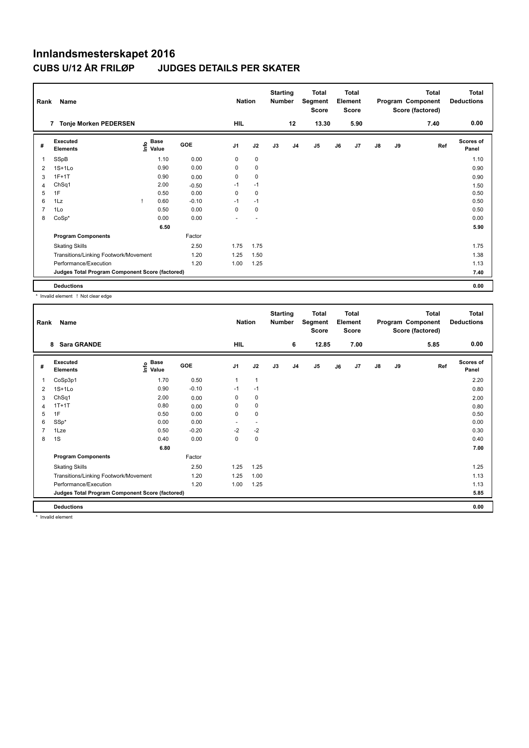# Innlandsmesterskapet 2016

## CUBS U/12 ÅR FRILØP JUDGES DETAILS PER SKATER

| Rank | Name | Nation | Starting Number | Total Segment Score | Total Element Score | Total Program Component Score (factored) | Total Deductions |
|---|---|---|---|---|---|---|---|
| 7 | Tonje Morken PEDERSEN | HIL | 12 | 13.30 | 5.90 | 7.40 | 0.00 |

| # | Executed Elements | Info | Base Value | GOE | J1 | J2 | J3 | J4 | J5 | J6 | J7 | J8 | J9 | Ref | Scores of Panel |
|---|---|---|---|---|---|---|---|---|---|---|---|---|---|---|---|
| 1 | SSpB | | 1.10 | 0.00 | 0 | 0 | | | | | | | | | 1.10 |
| 2 | 1S+1Lo | | 0.90 | 0.00 | 0 | 0 | | | | | | | | | 0.90 |
| 3 | 1F+1T | | 0.90 | 0.00 | 0 | 0 | | | | | | | | | 0.90 |
| 4 | ChSq1 | | 2.00 | -0.50 | -1 | -1 | | | | | | | | | 1.50 |
| 5 | 1F | | 0.50 | 0.00 | 0 | 0 | | | | | | | | | 0.50 |
| 6 | 1Lz | ! | 0.60 | -0.10 | -1 | -1 | | | | | | | | | 0.50 |
| 7 | 1Lo | | 0.50 | 0.00 | 0 | 0 | | | | | | | | | 0.50 |
| 8 | CoSp* | | 0.00 | 0.00 | - | - | | | | | | | | | 0.00 |
| | | | 6.50 | | | | | | | | | | | | 5.90 |
| | **Program Components** | | | Factor | | | | | | | | | | | |
| | Skating Skills | | | 2.50 | 1.75 | 1.75 | | | | | | | | | 1.75 |
| | Transitions/Linking Footwork/Movement | | | 1.20 | 1.25 | 1.50 | | | | | | | | | 1.38 |
| | Performance/Execution | | | 1.20 | 1.00 | 1.25 | | | | | | | | | 1.13 |
| | **Judges Total Program Component Score (factored)** | | | | | | | | | | | | | | 7.40 |
| | **Deductions** | | | | | | | | | | | | | | 0.00 |

\* Invalid element ! Not clear edge

| Rank | Name | Nation | Starting Number | Total Segment Score | Total Element Score | Total Program Component Score (factored) | Total Deductions |
|---|---|---|---|---|---|---|---|
| 8 | Sara GRANDE | HIL | 6 | 12.85 | 7.00 | 5.85 | 0.00 |

| # | Executed Elements | Info | Base Value | GOE | J1 | J2 | J3 | J4 | J5 | J6 | J7 | J8 | J9 | Ref | Scores of Panel |
|---|---|---|---|---|---|---|---|---|---|---|---|---|---|---|---|
| 1 | CoSp3p1 | | 1.70 | 0.50 | 1 | 1 | | | | | | | | | 2.20 |
| 2 | 1S+1Lo | | 0.90 | -0.10 | -1 | -1 | | | | | | | | | 0.80 |
| 3 | ChSq1 | | 2.00 | 0.00 | 0 | 0 | | | | | | | | | 2.00 |
| 4 | 1T+1T | | 0.80 | 0.00 | 0 | 0 | | | | | | | | | 0.80 |
| 5 | 1F | | 0.50 | 0.00 | 0 | 0 | | | | | | | | | 0.50 |
| 6 | SSp* | | 0.00 | 0.00 | - | - | | | | | | | | | 0.00 |
| 7 | 1Lze | | 0.50 | -0.20 | -2 | -2 | | | | | | | | | 0.30 |
| 8 | 1S | | 0.40 | 0.00 | 0 | 0 | | | | | | | | | 0.40 |
| | | | 6.80 | | | | | | | | | | | | 7.00 |
| | **Program Components** | | | Factor | | | | | | | | | | | |
| | Skating Skills | | | 2.50 | 1.25 | 1.25 | | | | | | | | | 1.25 |
| | Transitions/Linking Footwork/Movement | | | 1.20 | 1.25 | 1.00 | | | | | | | | | 1.13 |
| | Performance/Execution | | | 1.20 | 1.00 | 1.25 | | | | | | | | | 1.13 |
| | **Judges Total Program Component Score (factored)** | | | | | | | | | | | | | | 5.85 |
| | **Deductions** | | | | | | | | | | | | | | 0.00 |

\* Invalid element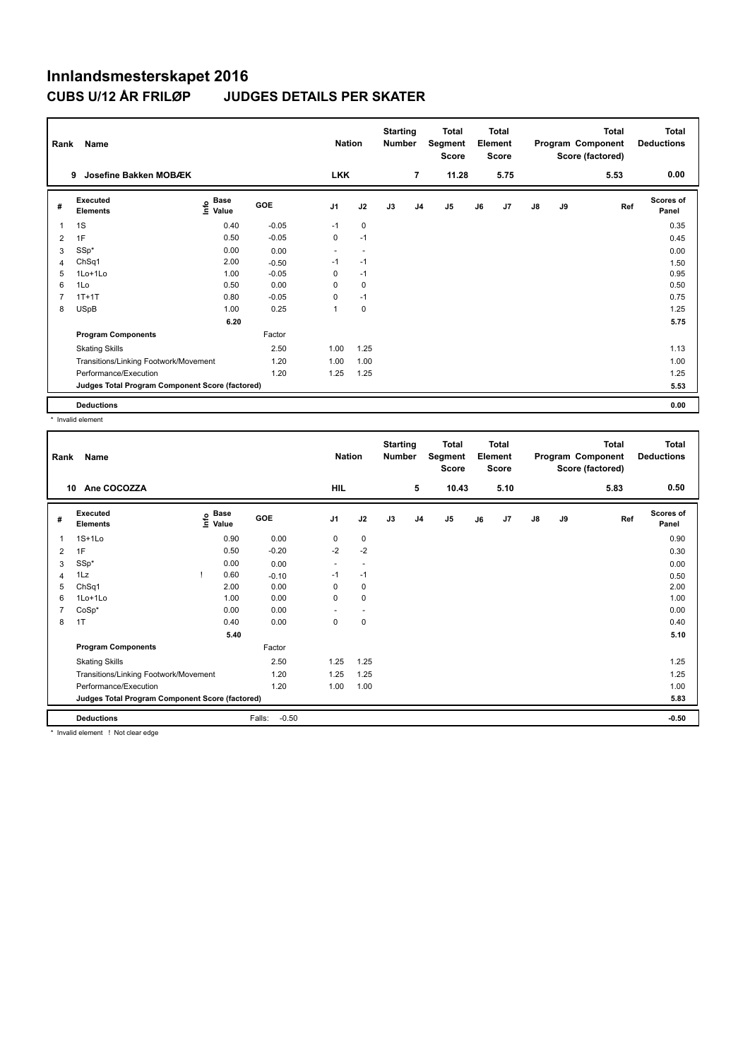# Innlandsmesterskapet 2016

## CUBS U/12 ÅR FRILØP JUDGES DETAILS PER SKATER

| Rank | Name | Nation | Starting Number | Total Segment Score | Total Element Score | Total Program Component Score (factored) | Total Deductions |
|---|---|---|---|---|---|---|---|
| 9 | Josefine Bakken MOBÆK | LKK | 7 | 11.28 | 5.75 | 5.53 | 0.00 |

| # | Executed Elements | Info | Base Value | GOE | J1 | J2 | J3 | J4 | J5 | J6 | J7 | J8 | J9 | Ref | Scores of Panel |
|---|---|---|---|---|---|---|---|---|---|---|---|---|---|---|---|
| 1 | 1S | | 0.40 | -0.05 | -1 | 0 | | | | | | | | | 0.35 |
| 2 | 1F | | 0.50 | -0.05 | 0 | -1 | | | | | | | | | 0.45 |
| 3 | SSp* | | 0.00 | 0.00 | - | - | | | | | | | | | 0.00 |
| 4 | ChSq1 | | 2.00 | -0.50 | -1 | -1 | | | | | | | | | 1.50 |
| 5 | 1Lo+1Lo | | 1.00 | -0.05 | 0 | -1 | | | | | | | | | 0.95 |
| 6 | 1Lo | | 0.50 | 0.00 | 0 | 0 | | | | | | | | | 0.50 |
| 7 | 1T+1T | | 0.80 | -0.05 | 0 | -1 | | | | | | | | | 0.75 |
| 8 | USpB | | 1.00 | 0.25 | 1 | 0 | | | | | | | | | 1.25 |
| | | | 6.20 | | | | | | | | | | | | 5.75 |
| | **Program Components** | | | Factor | | | | | | | | | | | |
| | Skating Skills | | | 2.50 | 1.00 | 1.25 | | | | | | | | | 1.13 |
| | Transitions/Linking Footwork/Movement | | | 1.20 | 1.00 | 1.00 | | | | | | | | | 1.00 |
| | Performance/Execution | | | 1.20 | 1.25 | 1.25 | | | | | | | | | 1.25 |
| | **Judges Total Program Component Score (factored)** | | | | | | | | | | | | | | 5.53 |
| | **Deductions** | | | | | | | | | | | | | | 0.00 |

\* Invalid element

| Rank | Name | Nation | Starting Number | Total Segment Score | Total Element Score | Total Program Component Score (factored) | Total Deductions |
|---|---|---|---|---|---|---|---|
| 10 | Ane COCOZZA | HIL | 5 | 10.43 | 5.10 | 5.83 | 0.50 |

| # | Executed Elements | Info | Base Value | GOE | J1 | J2 | J3 | J4 | J5 | J6 | J7 | J8 | J9 | Ref | Scores of Panel |
|---|---|---|---|---|---|---|---|---|---|---|---|---|---|---|---|
| 1 | 1S+1Lo | | 0.90 | 0.00 | 0 | 0 | | | | | | | | | 0.90 |
| 2 | 1F | | 0.50 | -0.20 | -2 | -2 | | | | | | | | | 0.30 |
| 3 | SSp* | | 0.00 | 0.00 | - | - | | | | | | | | | 0.00 |
| 4 | 1Lz | ! | 0.60 | -0.10 | -1 | -1 | | | | | | | | | 0.50 |
| 5 | ChSq1 | | 2.00 | 0.00 | 0 | 0 | | | | | | | | | 2.00 |
| 6 | 1Lo+1Lo | | 1.00 | 0.00 | 0 | 0 | | | | | | | | | 1.00 |
| 7 | CoSp* | | 0.00 | 0.00 | - | - | | | | | | | | | 0.00 |
| 8 | 1T | | 0.40 | 0.00 | 0 | 0 | | | | | | | | | 0.40 |
| | | | 5.40 | | | | | | | | | | | | 5.10 |
| | **Program Components** | | | Factor | | | | | | | | | | | |
| | Skating Skills | | | 2.50 | 1.25 | 1.25 | | | | | | | | | 1.25 |
| | Transitions/Linking Footwork/Movement | | | 1.20 | 1.25 | 1.25 | | | | | | | | | 1.25 |
| | Performance/Execution | | | 1.20 | 1.00 | 1.00 | | | | | | | | | 1.00 |
| | **Judges Total Program Component Score (factored)** | | | | | | | | | | | | | | 5.83 |
| | **Deductions** | | | Falls: -0.50 | | | | | | | | | | | -0.50 |

\* Invalid element ! Not clear edge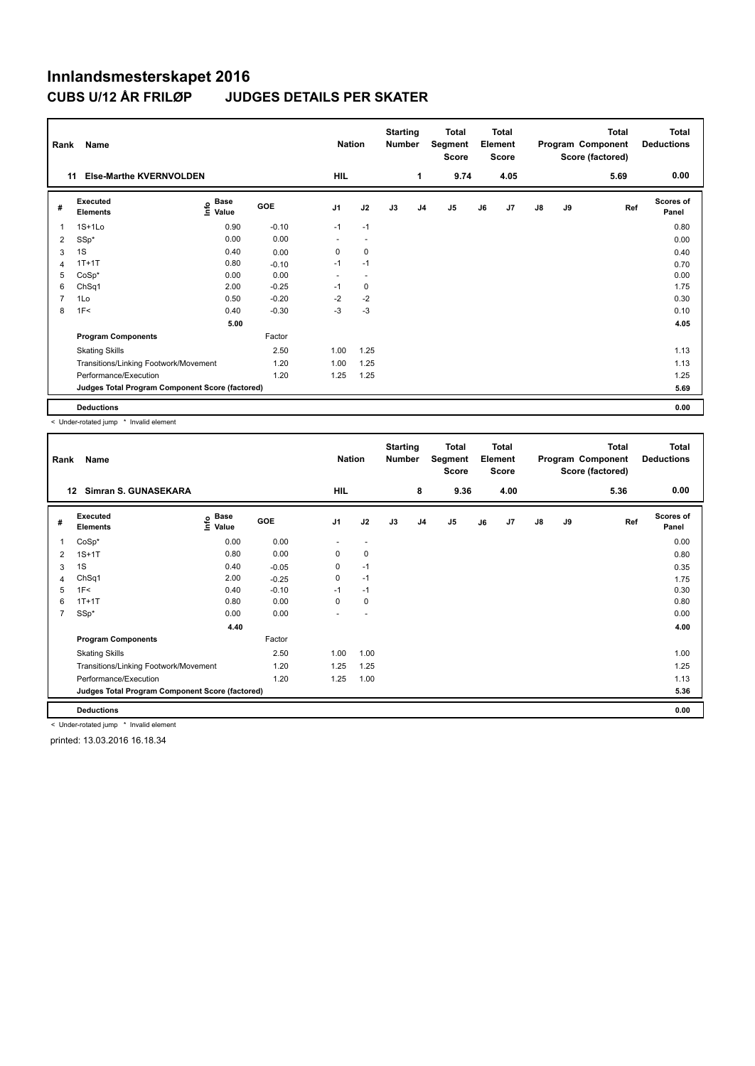# Innlandsmesterskapet 2016

## CUBS U/12 ÅR FRILØP JUDGES DETAILS PER SKATER

| Rank | Name | Nation | Starting Number | Total Segment Score | Total Element Score | Total Program Component Score (factored) | Total Deductions |
|---|---|---|---|---|---|---|---|
| 11 | Else-Marthe KVERNVOLDEN | HIL | 1 | 9.74 | 4.05 | 5.69 | 0.00 |

| # | Executed Elements | Info | Base Value | GOE | J1 | J2 | J3 | J4 | J5 | J6 | J7 | J8 | J9 | Ref | Scores of Panel |
|---|---|---|---|---|---|---|---|---|---|---|---|---|---|---|---|
| 1 | 1S+1Lo | | 0.90 | -0.10 | -1 | -1 | | | | | | | | | 0.80 |
| 2 | SSp* | | 0.00 | 0.00 | - | - | | | | | | | | | 0.00 |
| 3 | 1S | | 0.40 | 0.00 | 0 | 0 | | | | | | | | | 0.40 |
| 4 | 1T+1T | | 0.80 | -0.10 | -1 | -1 | | | | | | | | | 0.70 |
| 5 | CoSp* | | 0.00 | 0.00 | - | - | | | | | | | | | 0.00 |
| 6 | ChSq1 | | 2.00 | -0.25 | -1 | 0 | | | | | | | | | 1.75 |
| 7 | 1Lo | | 0.50 | -0.20 | -2 | -2 | | | | | | | | | 0.30 |
| 8 | 1F< | | 0.40 | -0.30 | -3 | -3 | | | | | | | | | 0.10 |
| | | | 5.00 | | | | | | | | | | | | 4.05 |
| | **Program Components** | | | Factor | | | | | | | | | | | |
| | Skating Skills | | | 2.50 | 1.00 | 1.25 | | | | | | | | | 1.13 |
| | Transitions/Linking Footwork/Movement | | | 1.20 | 1.00 | 1.25 | | | | | | | | | 1.13 |
| | Performance/Execution | | | 1.20 | 1.25 | 1.25 | | | | | | | | | 1.25 |
| | **Judges Total Program Component Score (factored)** | | | | | | | | | | | | | | 5.69 |
| | **Deductions** | | | | | | | | | | | | | | 0.00 |

< Under-rotated jump * Invalid element

| Rank | Name | Nation | Starting Number | Total Segment Score | Total Element Score | Total Program Component Score (factored) | Total Deductions |
|---|---|---|---|---|---|---|---|
| 12 | Simran S. GUNASEKARA | HIL | 8 | 9.36 | 4.00 | 5.36 | 0.00 |

| # | Executed Elements | Info | Base Value | GOE | J1 | J2 | J3 | J4 | J5 | J6 | J7 | J8 | J9 | Ref | Scores of Panel |
|---|---|---|---|---|---|---|---|---|---|---|---|---|---|---|---|
| 1 | CoSp* | | 0.00 | 0.00 | - | - | | | | | | | | | 0.00 |
| 2 | 1S+1T | | 0.80 | 0.00 | 0 | 0 | | | | | | | | | 0.80 |
| 3 | 1S | | 0.40 | -0.05 | 0 | -1 | | | | | | | | | 0.35 |
| 4 | ChSq1 | | 2.00 | -0.25 | 0 | -1 | | | | | | | | | 1.75 |
| 5 | 1F< | | 0.40 | -0.10 | -1 | -1 | | | | | | | | | 0.30 |
| 6 | 1T+1T | | 0.80 | 0.00 | 0 | 0 | | | | | | | | | 0.80 |
| 7 | SSp* | | 0.00 | 0.00 | - | - | | | | | | | | | 0.00 |
| | | | 4.40 | | | | | | | | | | | | 4.00 |
| | **Program Components** | | | Factor | | | | | | | | | | | |
| | Skating Skills | | | 2.50 | 1.00 | 1.00 | | | | | | | | | 1.00 |
| | Transitions/Linking Footwork/Movement | | | 1.20 | 1.25 | 1.25 | | | | | | | | | 1.25 |
| | Performance/Execution | | | 1.20 | 1.25 | 1.00 | | | | | | | | | 1.13 |
| | **Judges Total Program Component Score (factored)** | | | | | | | | | | | | | | 5.36 |
| | **Deductions** | | | | | | | | | | | | | | 0.00 |

< Under-rotated jump * Invalid element

printed: 13.03.2016 16.18.34